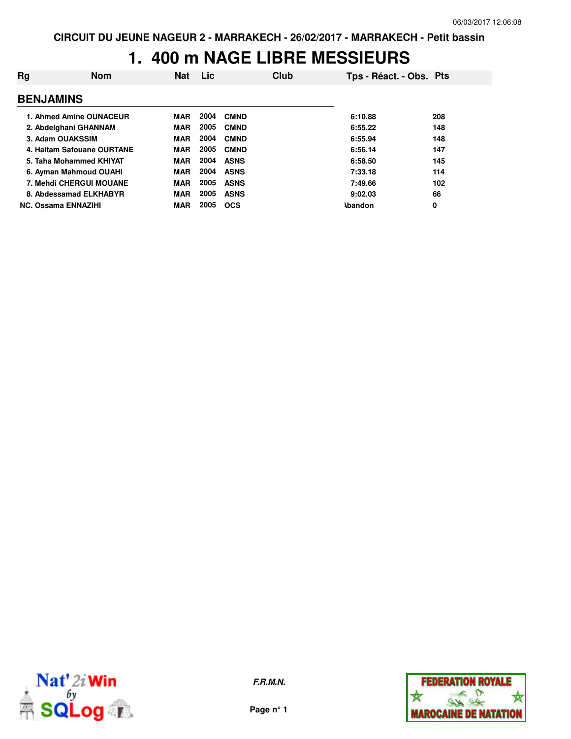**CIRCUIT DU JEUNE NAGEUR 2 - MARRAKECH - 26/02/2017 - MARRAKECH - Petit bassin**

# 1. 400 m NAGE LIBRE MESSIEURS

| Rg | Nom | Nat | Lic | Club | Tps - Réact. - Obs. | Pts |
|---|---|---|---|---|---|---|
| **BENJAMINS** | | | | | | |
| 1. | Ahmed Amine OUNACEUR | MAR | 2004 | CMND | 6:10.88 | 208 |
| 2. | Abdelghani GHANNAM | MAR | 2005 | CMND | 6:55.22 | 148 |
| 3. | Adam OUAKSSIM | MAR | 2004 | CMND | 6:55.94 | 148 |
| 4. | Haitam Safouane OURTANE | MAR | 2005 | CMND | 6:56.14 | 147 |
| 5. | Taha Mohammed KHIYAT | MAR | 2004 | ASNS | 6:58.50 | 145 |
| 6. | Ayman Mahmoud OUAHI | MAR | 2004 | ASNS | 7:33.18 | 114 |
| 7. | Mehdi CHERGUI MOUANE | MAR | 2005 | ASNS | 7:49.66 | 102 |
| 8. | Abdessamad ELKHABYR | MAR | 2005 | ASNS | 9:02.03 | 66 |
| NC. | Ossama ENNAZIHI | MAR | 2005 | OCS | Abandon | 0 |

*F.R.M.N.*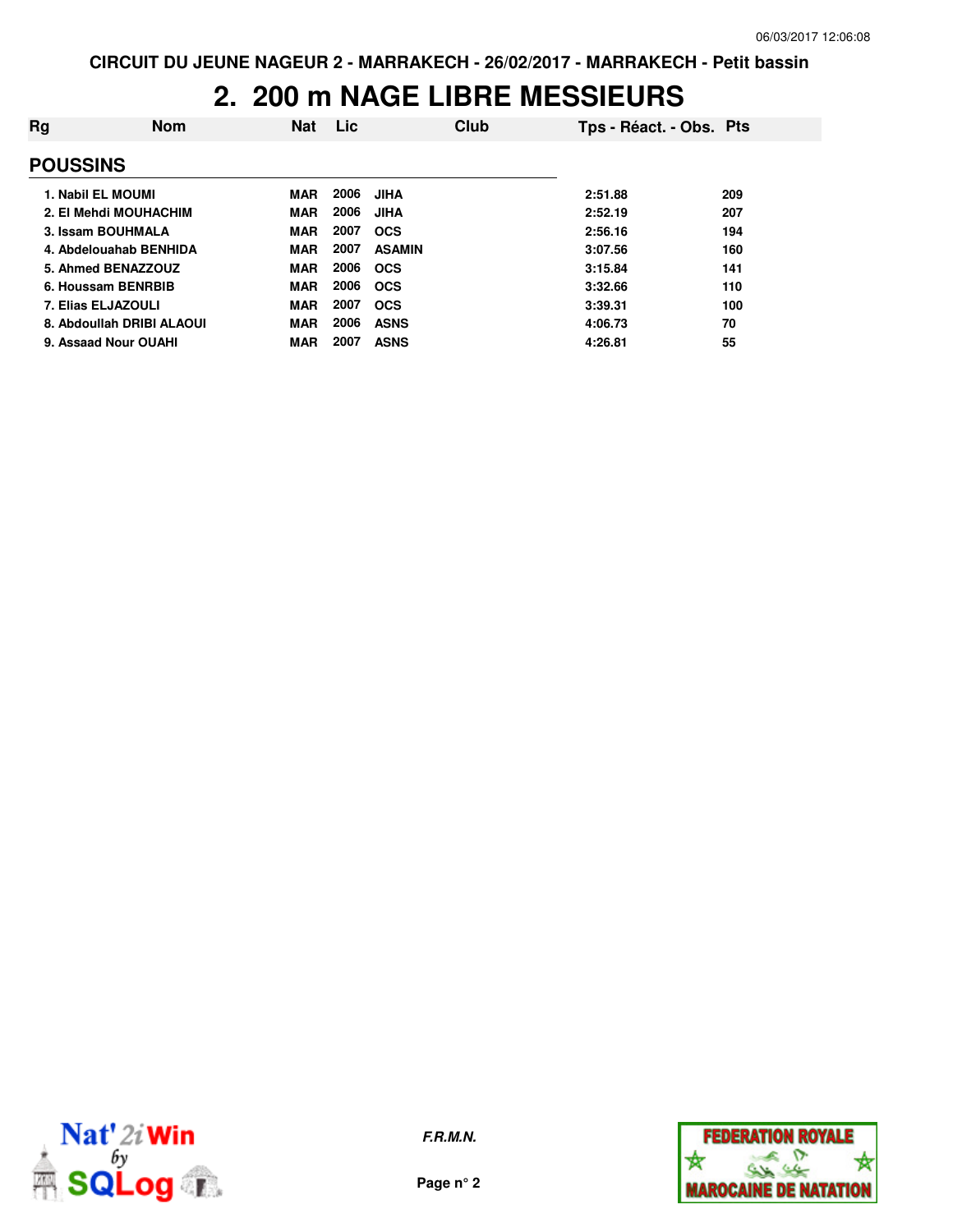CIRCUIT DU JEUNE NAGEUR 2 - MARRAKECH - 26/02/2017 - MARRAKECH - Petit bassin

# 2. 200 m NAGE LIBRE MESSIEURS

## POUSSINS

| Rg | Nom | Nat | Lic | Club | Tps - Réact. - Obs. | Pts |
|---|---|---|---|---|---|---|
| 1. | Nabil EL MOUMI | MAR | 2006 | JIHA | 2:51.88 | 209 |
| 2. | El Mehdi MOUHACHIM | MAR | 2006 | JIHA | 2:52.19 | 207 |
| 3. | Issam BOUHMALA | MAR | 2007 | OCS | 2:56.16 | 194 |
| 4. | Abdelouahab BENHIDA | MAR | 2007 | ASAMIN | 3:07.56 | 160 |
| 5. | Ahmed BENAZZOUZ | MAR | 2006 | OCS | 3:15.84 | 141 |
| 6. | Houssam BENRBIB | MAR | 2006 | OCS | 3:32.66 | 110 |
| 7. | Elias ELJAZOULI | MAR | 2007 | OCS | 3:39.31 | 100 |
| 8. | Abdoullah DRIBI ALAOUI | MAR | 2006 | ASNS | 4:06.73 | 70 |
| 9. | Assaad Nour OUAHI | MAR | 2007 | ASNS | 4:26.81 | 55 |

*F.R.M.N.*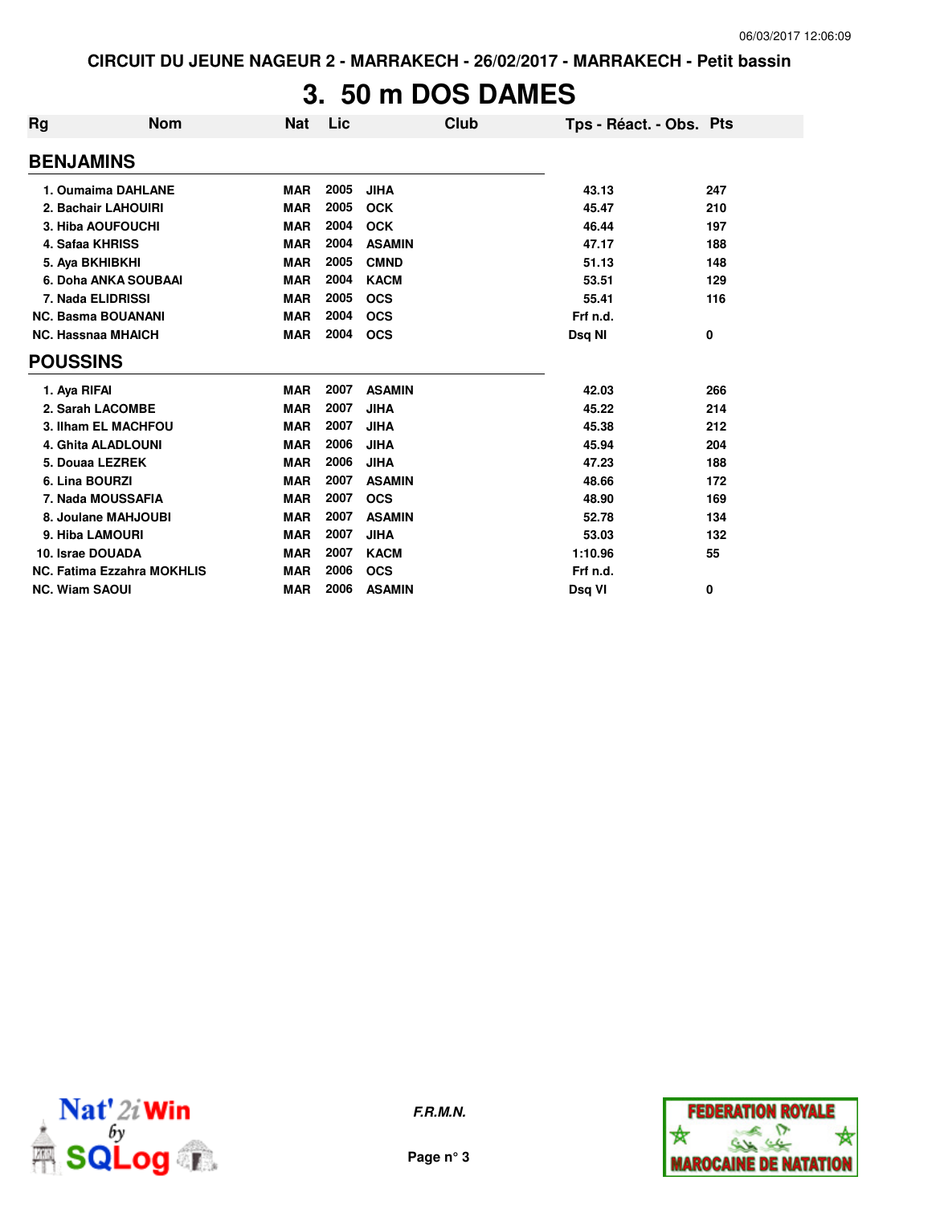CIRCUIT DU JEUNE NAGEUR 2 - MARRAKECH - 26/02/2017 - MARRAKECH - Petit bassin

# 3. 50 m DOS DAMES

| Rg | Nom | Nat | Lic | Club | Tps - Réact. - Obs. | Pts |
|---|---|---|---|---|---|---|
| **BENJAMINS** | | | | | | |
| 1. | Oumaima DAHLANE | MAR | 2005 | JIHA | 43.13 | 247 |
| 2. | Bachair LAHOUIRI | MAR | 2005 | OCK | 45.47 | 210 |
| 3. | Hiba AOUFOUCHI | MAR | 2004 | OCK | 46.44 | 197 |
| 4. | Safaa KHRISS | MAR | 2004 | ASAMIN | 47.17 | 188 |
| 5. | Aya BKHIBKHI | MAR | 2005 | CMND | 51.13 | 148 |
| 6. | Doha ANKA SOUBAAI | MAR | 2004 | KACM | 53.51 | 129 |
| 7. | Nada ELIDRISSI | MAR | 2005 | OCS | 55.41 | 116 |
| NC. | Basma BOUANANI | MAR | 2004 | OCS | Frf n.d. | |
| NC. | Hassnaa MHAICH | MAR | 2004 | OCS | Dsq NI | 0 |
| **POUSSINS** | | | | | | |
| 1. | Aya RIFAI | MAR | 2007 | ASAMIN | 42.03 | 266 |
| 2. | Sarah LACOMBE | MAR | 2007 | JIHA | 45.22 | 214 |
| 3. | Ilham EL MACHFOU | MAR | 2007 | JIHA | 45.38 | 212 |
| 4. | Ghita ALADLOUNI | MAR | 2006 | JIHA | 45.94 | 204 |
| 5. | Douaa LEZREK | MAR | 2006 | JIHA | 47.23 | 188 |
| 6. | Lina BOURZI | MAR | 2007 | ASAMIN | 48.66 | 172 |
| 7. | Nada MOUSSAFIA | MAR | 2007 | OCS | 48.90 | 169 |
| 8. | Joulane MAHJOUBI | MAR | 2007 | ASAMIN | 52.78 | 134 |
| 9. | Hiba LAMOURI | MAR | 2007 | JIHA | 53.03 | 132 |
| 10. | Israe DOUADA | MAR | 2007 | KACM | 1:10.96 | 55 |
| NC. | Fatima Ezzahra MOKHLIS | MAR | 2006 | OCS | Frf n.d. | |
| NC. | Wiam SAOUI | MAR | 2006 | ASAMIN | Dsq VI | 0 |

F.R.M.N.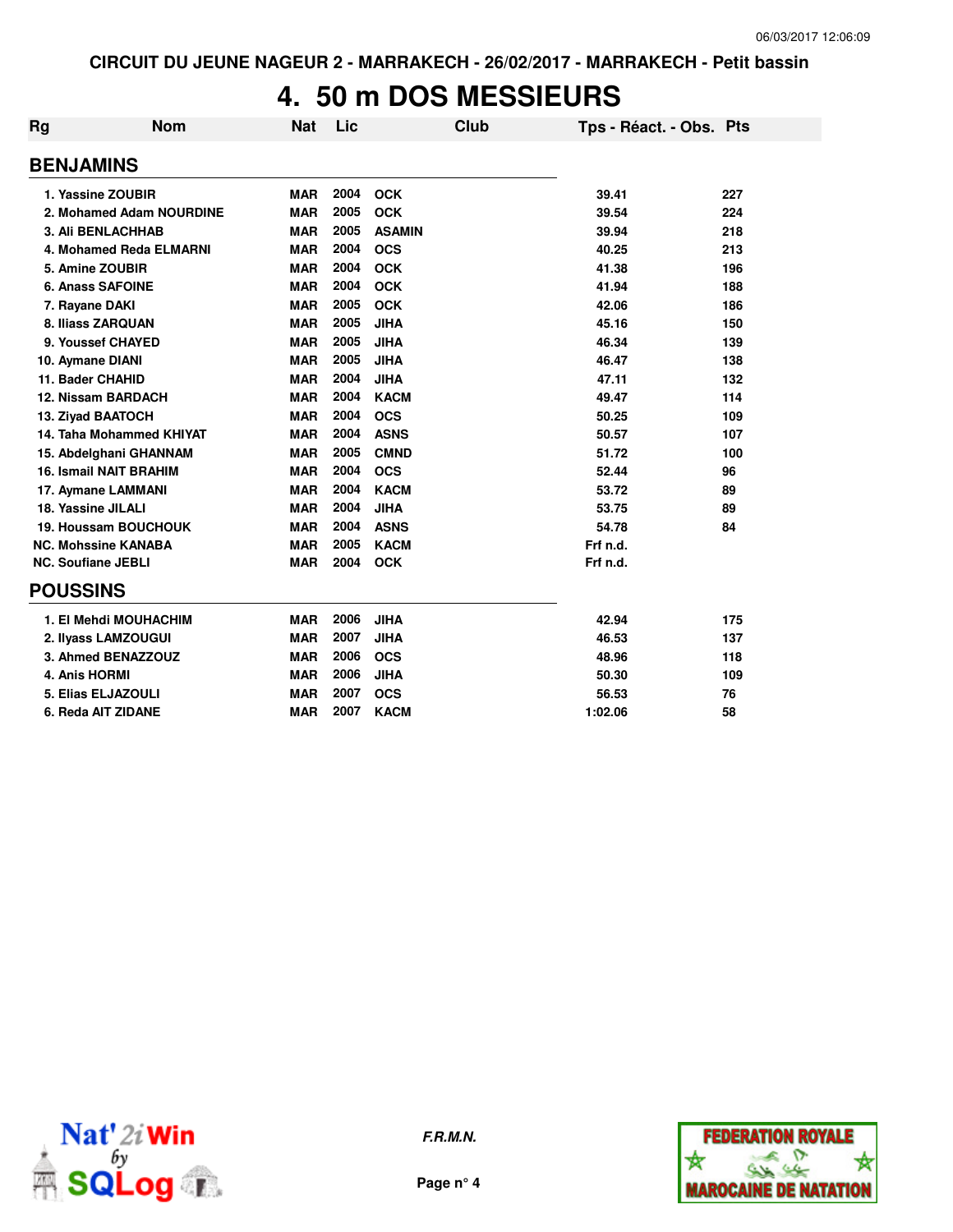CIRCUIT DU JEUNE NAGEUR 2 - MARRAKECH - 26/02/2017 - MARRAKECH - Petit bassin

# 4. 50 m DOS MESSIEURS

## BENJAMINS

| Rg | Nom | Nat | Lic | Club | Tps - Réact. - Obs. | Pts |
|---|---|---|---|---|---|---|
| 1. | Yassine ZOUBIR | MAR | 2004 | OCK | 39.41 | 227 |
| 2. | Mohamed Adam NOURDINE | MAR | 2005 | OCK | 39.54 | 224 |
| 3. | Ali BENLACHHAB | MAR | 2005 | ASAMIN | 39.94 | 218 |
| 4. | Mohamed Reda ELMARNI | MAR | 2004 | OCS | 40.25 | 213 |
| 5. | Amine ZOUBIR | MAR | 2004 | OCK | 41.38 | 196 |
| 6. | Anass SAFOINE | MAR | 2004 | OCK | 41.94 | 188 |
| 7. | Rayane DAKI | MAR | 2005 | OCK | 42.06 | 186 |
| 8. | Iliass ZARQUAN | MAR | 2005 | JIHA | 45.16 | 150 |
| 9. | Youssef CHAYED | MAR | 2005 | JIHA | 46.34 | 139 |
| 10. | Aymane DIANI | MAR | 2005 | JIHA | 46.47 | 138 |
| 11. | Bader CHAHID | MAR | 2004 | JIHA | 47.11 | 132 |
| 12. | Nissam BARDACH | MAR | 2004 | KACM | 49.47 | 114 |
| 13. | Ziyad BAATOCH | MAR | 2004 | OCS | 50.25 | 109 |
| 14. | Taha Mohammed KHIYAT | MAR | 2004 | ASNS | 50.57 | 107 |
| 15. | Abdelghani GHANNAM | MAR | 2005 | CMND | 51.72 | 100 |
| 16. | Ismail NAIT BRAHIM | MAR | 2004 | OCS | 52.44 | 96 |
| 17. | Aymane LAMMANI | MAR | 2004 | KACM | 53.72 | 89 |
| 18. | Yassine JILALI | MAR | 2004 | JIHA | 53.75 | 89 |
| 19. | Houssam BOUCHOUK | MAR | 2004 | ASNS | 54.78 | 84 |
| NC. | Mohssine KANABA | MAR | 2005 | KACM | Frf n.d. | |
| NC. | Soufiane JEBLI | MAR | 2004 | OCK | Frf n.d. | |

## POUSSINS

| Rg | Nom | Nat | Lic | Club | Tps - Réact. - Obs. | Pts |
|---|---|---|---|---|---|---|
| 1. | El Mehdi MOUHACHIM | MAR | 2006 | JIHA | 42.94 | 175 |
| 2. | Ilyass LAMZOUGUI | MAR | 2007 | JIHA | 46.53 | 137 |
| 3. | Ahmed BENAZZOUZ | MAR | 2006 | OCS | 48.96 | 118 |
| 4. | Anis HORMI | MAR | 2006 | JIHA | 50.30 | 109 |
| 5. | Elias ELJAZOULI | MAR | 2007 | OCS | 56.53 | 76 |
| 6. | Reda AIT ZIDANE | MAR | 2007 | KACM | 1:02.06 | 58 |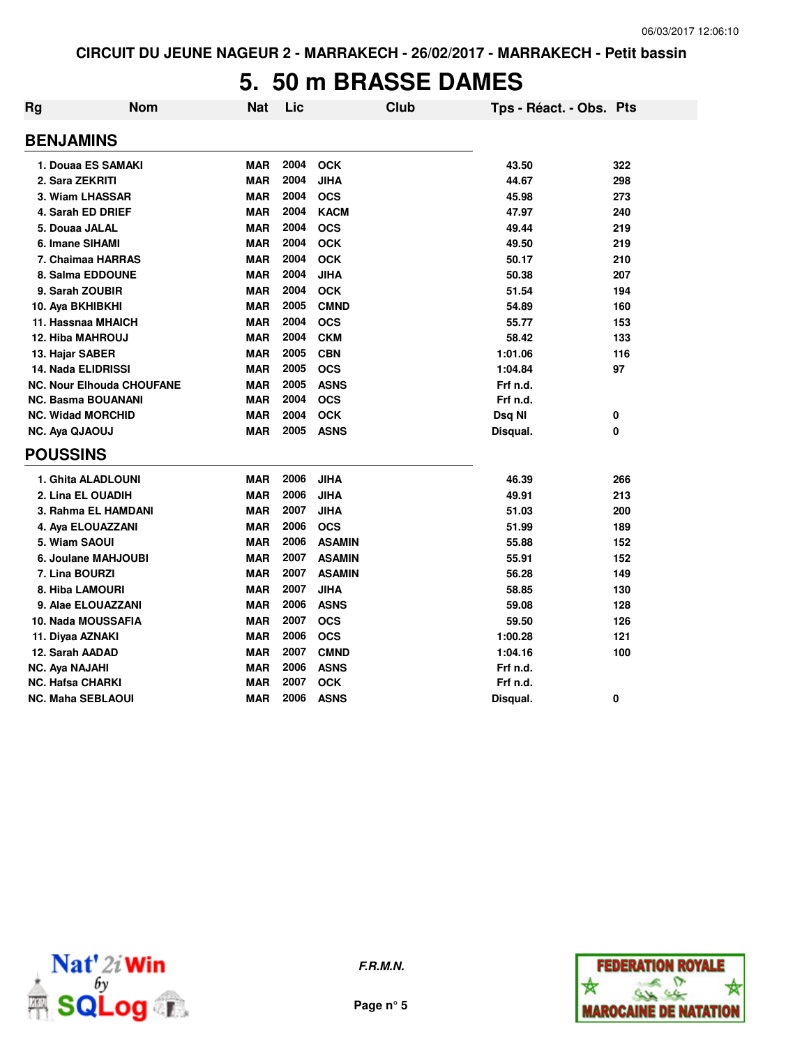# 5. 50 m BRASSE DAMES

| Rg | Nom | Nat | Lic | Club | Tps - Réact. - Obs. | Pts |
|---|---|---|---|---|---|---|
| **BENJAMINS** | | | | | | |
| 1. | Douaa ES SAMAKI | MAR | 2004 | OCK | 43.50 | 322 |
| 2. | Sara ZEKRITI | MAR | 2004 | JIHA | 44.67 | 298 |
| 3. | Wiam LHASSAR | MAR | 2004 | OCS | 45.98 | 273 |
| 4. | Sarah ED DRIEF | MAR | 2004 | KACM | 47.97 | 240 |
| 5. | Douaa JALAL | MAR | 2004 | OCS | 49.44 | 219 |
| 6. | Imane SIHAMI | MAR | 2004 | OCK | 49.50 | 219 |
| 7. | Chaimaa HARRAS | MAR | 2004 | OCK | 50.17 | 210 |
| 8. | Salma EDDOUNE | MAR | 2004 | JIHA | 50.38 | 207 |
| 9. | Sarah ZOUBIR | MAR | 2004 | OCK | 51.54 | 194 |
| 10. | Aya BKHIBKHI | MAR | 2005 | CMND | 54.89 | 160 |
| 11. | Hassnaa MHAICH | MAR | 2004 | OCS | 55.77 | 153 |
| 12. | Hiba MAHROUJ | MAR | 2004 | CKM | 58.42 | 133 |
| 13. | Hajar SABER | MAR | 2005 | CBN | 1:01.06 | 116 |
| 14. | Nada ELIDRISSI | MAR | 2005 | OCS | 1:04.84 | 97 |
| NC. | Nour Elhouda CHOUFANE | MAR | 2005 | ASNS | Frf n.d. | |
| NC. | Basma BOUANANI | MAR | 2004 | OCS | Frf n.d. | |
| NC. | Widad MORCHID | MAR | 2004 | OCK | Dsq NI | 0 |
| NC. | Aya QJAOUJ | MAR | 2005 | ASNS | Disqual. | 0 |
| **POUSSINS** | | | | | | |
| 1. | Ghita ALADLOUNI | MAR | 2006 | JIHA | 46.39 | 266 |
| 2. | Lina EL OUADIH | MAR | 2006 | JIHA | 49.91 | 213 |
| 3. | Rahma EL HAMDANI | MAR | 2007 | JIHA | 51.03 | 200 |
| 4. | Aya ELOUAZZANI | MAR | 2006 | OCS | 51.99 | 189 |
| 5. | Wiam SAOUI | MAR | 2006 | ASAMIN | 55.88 | 152 |
| 6. | Joulane MAHJOUBI | MAR | 2007 | ASAMIN | 55.91 | 152 |
| 7. | Lina BOURZI | MAR | 2007 | ASAMIN | 56.28 | 149 |
| 8. | Hiba LAMOURI | MAR | 2007 | JIHA | 58.85 | 130 |
| 9. | Alae ELOUAZZANI | MAR | 2006 | ASNS | 59.08 | 128 |
| 10. | Nada MOUSSAFIA | MAR | 2007 | OCS | 59.50 | 126 |
| 11. | Diyaa AZNAKI | MAR | 2006 | OCS | 1:00.28 | 121 |
| 12. | Sarah AADAD | MAR | 2007 | CMND | 1:04.16 | 100 |
| NC. | Aya NAJAHI | MAR | 2006 | ASNS | Frf n.d. | |
| NC. | Hafsa CHARKI | MAR | 2007 | OCK | Frf n.d. | |
| NC. | Maha SEBLAOUI | MAR | 2006 | ASNS | Disqual. | 0 |

*F.R.M.N.*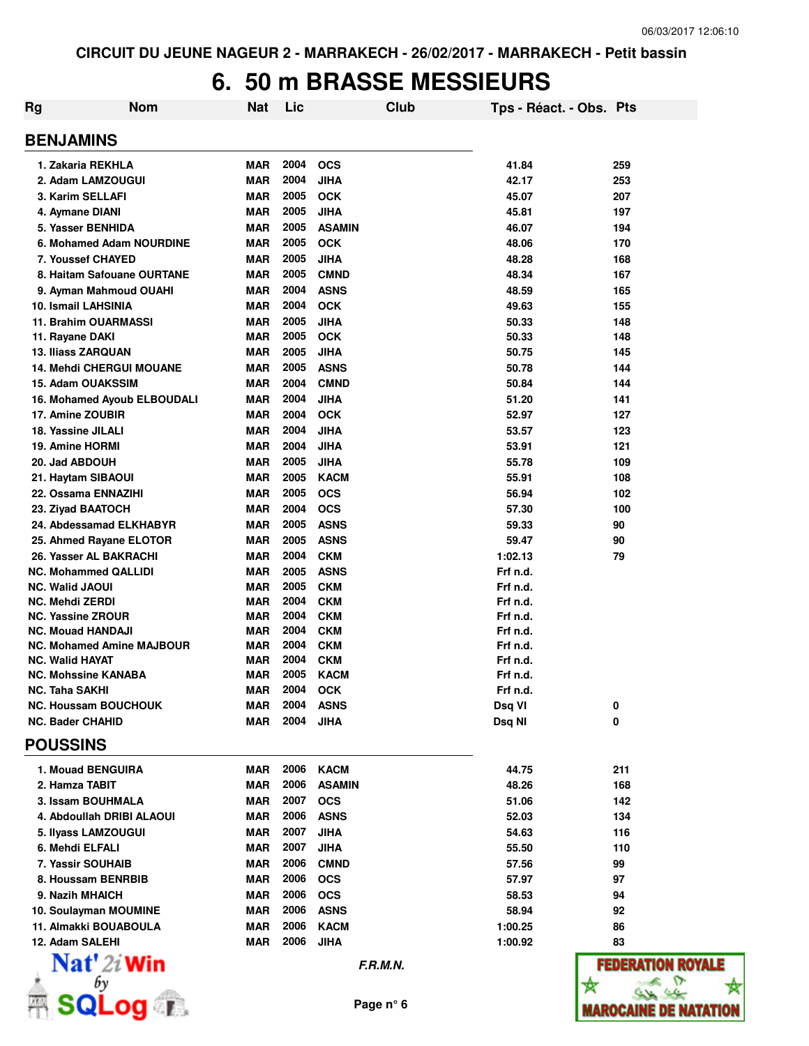CIRCUIT DU JEUNE NAGEUR 2 - MARRAKECH - 26/02/2017 - MARRAKECH - Petit bassin

# 6. 50 m BRASSE MESSIEURS

| Rg | Nom | Nat | Lic | Club | Tps - Réact. - Obs. | Pts |
|---|---|---|---|---|---|---|
| **BENJAMINS** | | | | | | |
| 1. | Zakaria REKHLA | MAR | 2004 | OCS | 41.84 | 259 |
| 2. | Adam LAMZOUGUI | MAR | 2004 | JIHA | 42.17 | 253 |
| 3. | Karim SELLAFI | MAR | 2005 | OCK | 45.07 | 207 |
| 4. | Aymane DIANI | MAR | 2005 | JIHA | 45.81 | 197 |
| 5. | Yasser BENHIDA | MAR | 2005 | ASAMIN | 46.07 | 194 |
| 6. | Mohamed Adam NOURDINE | MAR | 2005 | OCK | 48.06 | 170 |
| 7. | Youssef CHAYED | MAR | 2005 | JIHA | 48.28 | 168 |
| 8. | Haitam Safouane OURTANE | MAR | 2005 | CMND | 48.34 | 167 |
| 9. | Ayman Mahmoud OUAHI | MAR | 2004 | ASNS | 48.59 | 165 |
| 10. | Ismail LAHSINIA | MAR | 2004 | OCK | 49.63 | 155 |
| 11. | Brahim OUARMASSI | MAR | 2005 | JIHA | 50.33 | 148 |
| 11. | Rayane DAKI | MAR | 2005 | OCK | 50.33 | 148 |
| 13. | Iliass ZARQUAN | MAR | 2005 | JIHA | 50.75 | 145 |
| 14. | Mehdi CHERGUI MOUANE | MAR | 2005 | ASNS | 50.78 | 144 |
| 15. | Adam OUAKSSIM | MAR | 2004 | CMND | 50.84 | 144 |
| 16. | Mohamed Ayoub ELBOUDALI | MAR | 2004 | JIHA | 51.20 | 141 |
| 17. | Amine ZOUBIR | MAR | 2004 | OCK | 52.97 | 127 |
| 18. | Yassine JILALI | MAR | 2004 | JIHA | 53.57 | 123 |
| 19. | Amine HORMI | MAR | 2004 | JIHA | 53.91 | 121 |
| 20. | Jad ABDOUH | MAR | 2005 | JIHA | 55.78 | 109 |
| 21. | Haytam SIBAOUI | MAR | 2005 | KACM | 55.91 | 108 |
| 22. | Ossama ENNAZIHI | MAR | 2005 | OCS | 56.94 | 102 |
| 23. | Ziyad BAATOCH | MAR | 2004 | OCS | 57.30 | 100 |
| 24. | Abdessamad ELKHABYR | MAR | 2005 | ASNS | 59.33 | 90 |
| 25. | Ahmed Rayane ELOTOR | MAR | 2005 | ASNS | 59.47 | 90 |
| 26. | Yasser AL BAKRACHI | MAR | 2004 | CKM | 1:02.13 | 79 |
| NC. | Mohammed QALLIDI | MAR | 2005 | ASNS | Frf n.d. | |
| NC. | Walid JAOUI | MAR | 2005 | CKM | Frf n.d. | |
| NC. | Mehdi ZERDI | MAR | 2004 | CKM | Frf n.d. | |
| NC. | Yassine ZROUR | MAR | 2004 | CKM | Frf n.d. | |
| NC. | Mouad HANDAJI | MAR | 2004 | CKM | Frf n.d. | |
| NC. | Mohamed Amine MAJBOUR | MAR | 2004 | CKM | Frf n.d. | |
| NC. | Walid HAYAT | MAR | 2004 | CKM | Frf n.d. | |
| NC. | Mohssine KANABA | MAR | 2005 | KACM | Frf n.d. | |
| NC. | Taha SAKHI | MAR | 2004 | OCK | Frf n.d. | |
| NC. | Houssam BOUCHOUK | MAR | 2004 | ASNS | Dsq VI | 0 |
| NC. | Bader CHAHID | MAR | 2004 | JIHA | Dsq NI | 0 |
| **POUSSINS** | | | | | | |
| 1. | Mouad BENGUIRA | MAR | 2006 | KACM | 44.75 | 211 |
| 2. | Hamza TABIT | MAR | 2006 | ASAMIN | 48.26 | 168 |
| 3. | Issam BOUHMALA | MAR | 2007 | OCS | 51.06 | 142 |
| 4. | Abdoullah DRIBI ALAOUI | MAR | 2006 | ASNS | 52.03 | 134 |
| 5. | Ilyass LAMZOUGUI | MAR | 2007 | JIHA | 54.63 | 116 |
| 6. | Mehdi ELFALI | MAR | 2007 | JIHA | 55.50 | 110 |
| 7. | Yassir SOUHAIB | MAR | 2006 | CMND | 57.56 | 99 |
| 8. | Houssam BENRBIB | MAR | 2006 | OCS | 57.97 | 97 |
| 9. | Nazih MHAICH | MAR | 2006 | OCS | 58.53 | 94 |
| 10. | Soulayman MOUMINE | MAR | 2006 | ASNS | 58.94 | 92 |
| 11. | Almakki BOUABOULA | MAR | 2006 | KACM | 1:00.25 | 86 |
| 12. | Adam SALEHI | MAR | 2006 | JIHA | 1:00.92 | 83 |

*F.R.M.N.*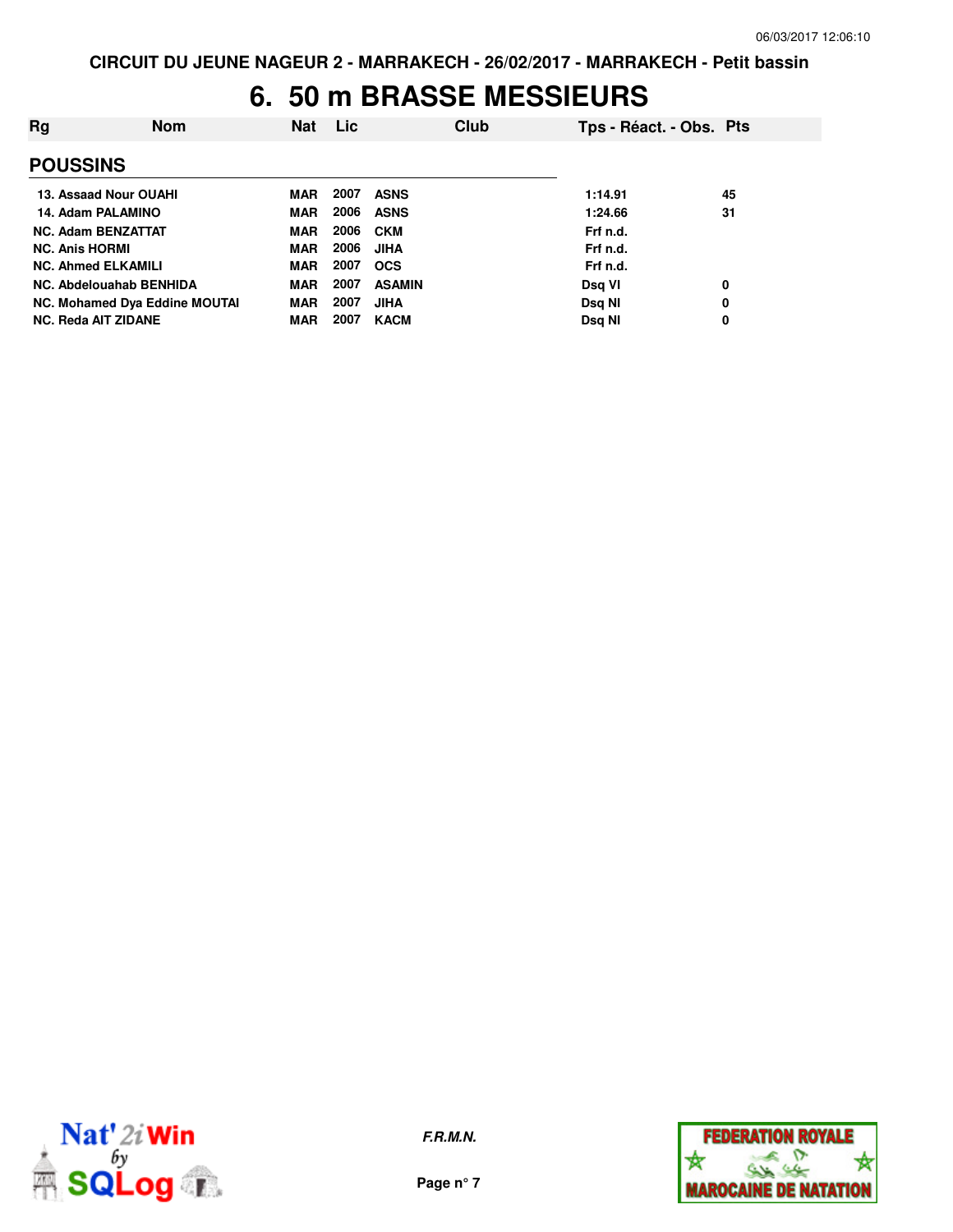CIRCUIT DU JEUNE NAGEUR 2 - MARRAKECH - 26/02/2017 - MARRAKECH - Petit bassin

# 6. 50 m BRASSE MESSIEURS

| Rg | Nom | Nat | Lic | Club | Tps - Réact. - Obs. | Pts |
|---|---|---|---|---|---|---|
| **POUSSINS** | | | | | | |
| 13. | Assaad Nour OUAHI | MAR | 2007 | ASNS | 1:14.91 | 45 |
| 14. | Adam PALAMINO | MAR | 2006 | ASNS | 1:24.66 | 31 |
| NC. | Adam BENZATTAT | MAR | 2006 | CKM | Frf n.d. | |
| NC. | Anis HORMI | MAR | 2006 | JIHA | Frf n.d. | |
| NC. | Ahmed ELKAMILI | MAR | 2007 | OCS | Frf n.d. | |
| NC. | Abdelouahab BENHIDA | MAR | 2007 | ASAMIN | Dsq VI | 0 |
| NC. | Mohamed Dya Eddine MOUTAI | MAR | 2007 | JIHA | Dsq NI | 0 |
| NC. | Reda AIT ZIDANE | MAR | 2007 | KACM | Dsq NI | 0 |

*F.R.M.N.*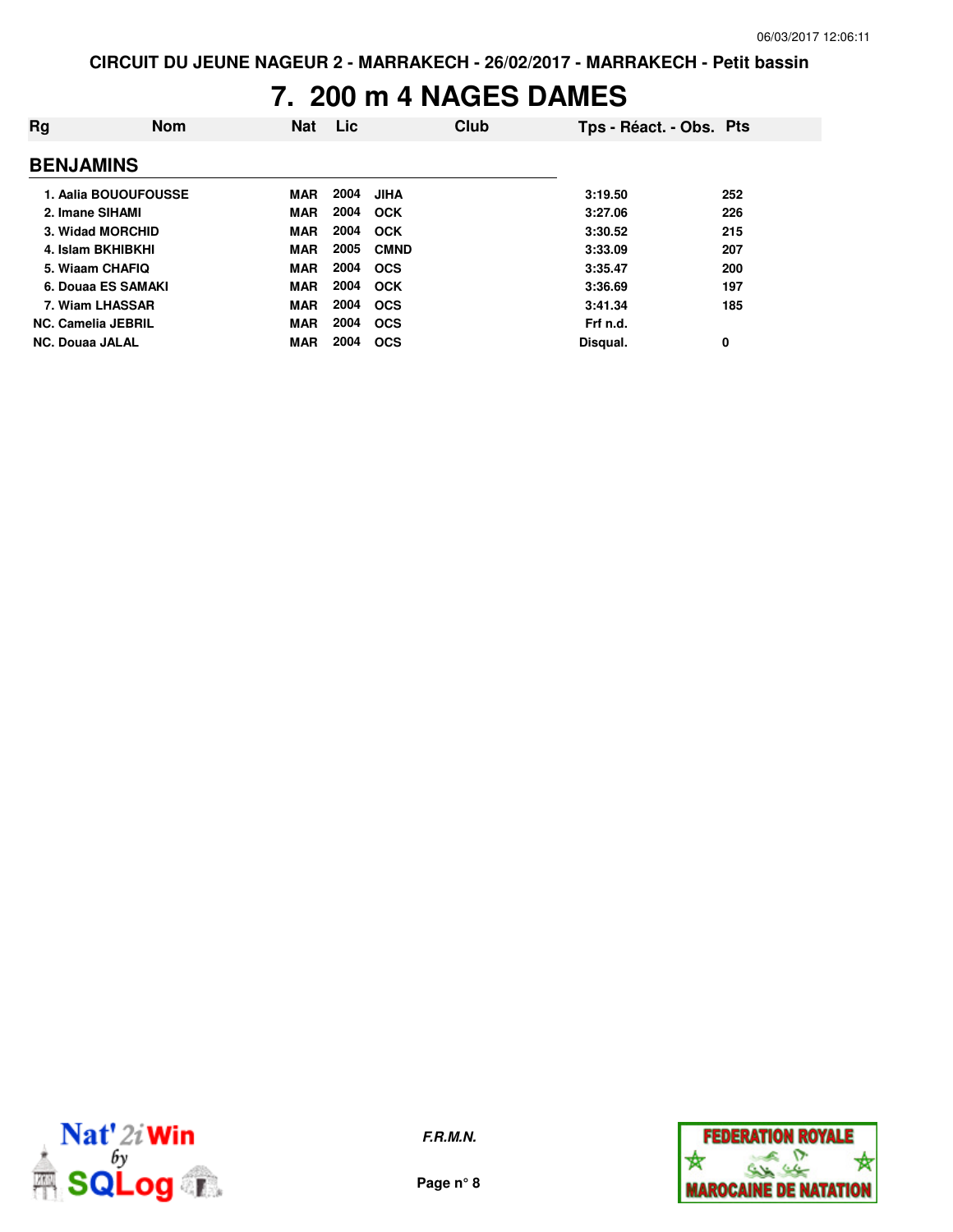CIRCUIT DU JEUNE NAGEUR 2 - MARRAKECH - 26/02/2017 - MARRAKECH - Petit bassin

# 7. 200 m 4 NAGES DAMES

| Rg | Nom | Nat | Lic | Club | Tps - Réact. - Obs. | Pts |
|---|---|---|---|---|---|---|
| **BENJAMINS** | | | | | | |
| 1. | Aalia BOUOUFOUSSE | MAR | 2004 | JIHA | 3:19.50 | 252 |
| 2. | Imane SIHAMI | MAR | 2004 | OCK | 3:27.06 | 226 |
| 3. | Widad MORCHID | MAR | 2004 | OCK | 3:30.52 | 215 |
| 4. | Islam BKHIBKHI | MAR | 2005 | CMND | 3:33.09 | 207 |
| 5. | Wiaam CHAFIQ | MAR | 2004 | OCS | 3:35.47 | 200 |
| 6. | Douaa ES SAMAKI | MAR | 2004 | OCK | 3:36.69 | 197 |
| 7. | Wiam LHASSAR | MAR | 2004 | OCS | 3:41.34 | 185 |
| NC. | Camelia JEBRIL | MAR | 2004 | OCS | Frf n.d. | |
| NC. | Douaa JALAL | MAR | 2004 | OCS | Disqual. | 0 |

*F.R.M.N.*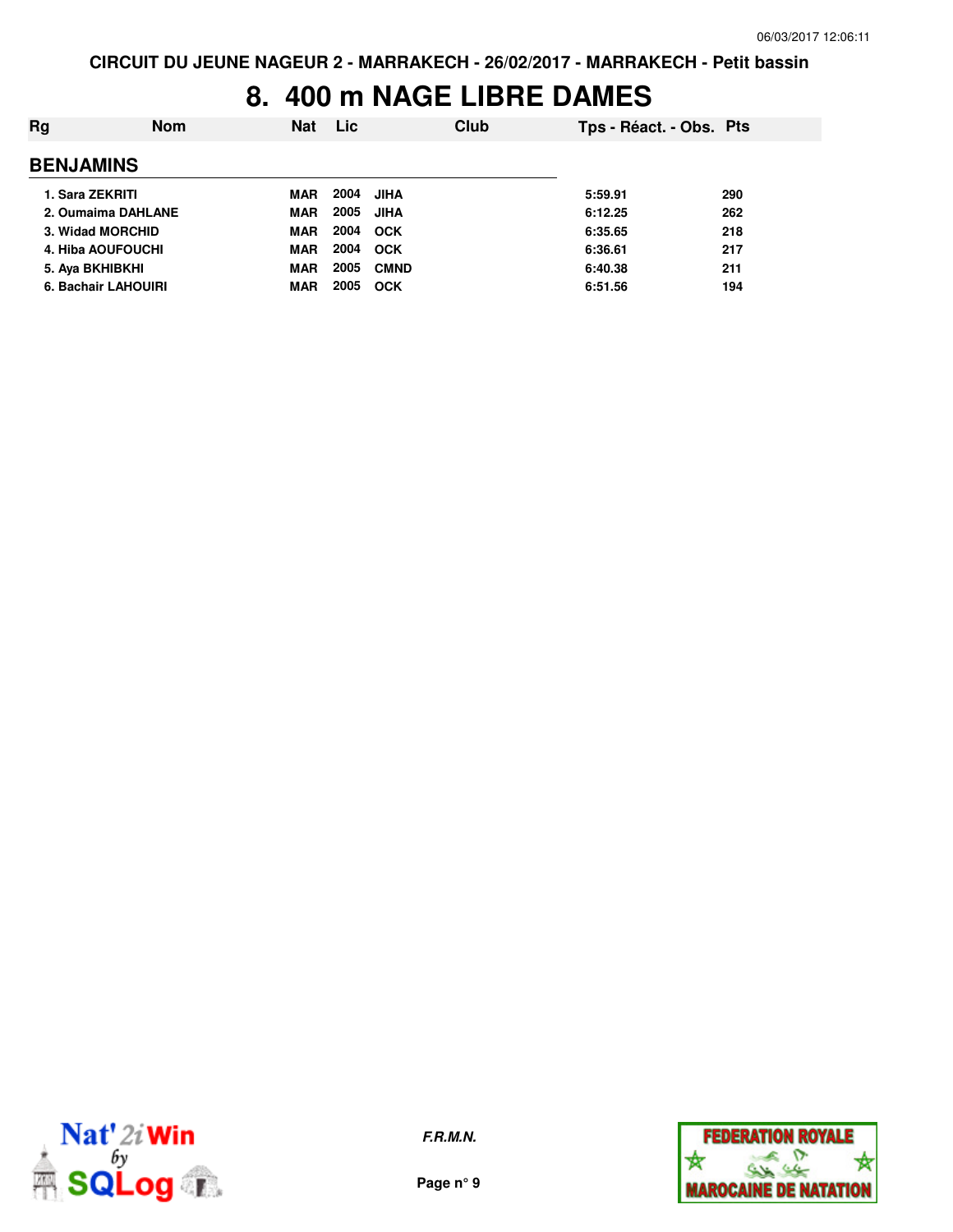CIRCUIT DU JEUNE NAGEUR 2 - MARRAKECH - 26/02/2017 - MARRAKECH - Petit bassin

# 8. 400 m NAGE LIBRE DAMES

| Rg | Nom | Nat | Lic | Club | Tps - Réact. - Obs. | Pts |
|---|---|---|---|---|---|---|
| **BENJAMINS** | | | | | | |
| 1. | Sara ZEKRITI | MAR | 2004 | JIHA | 5:59.91 | 290 |
| 2. | Oumaima DAHLANE | MAR | 2005 | JIHA | 6:12.25 | 262 |
| 3. | Widad MORCHID | MAR | 2004 | OCK | 6:35.65 | 218 |
| 4. | Hiba AOUFOUCHI | MAR | 2004 | OCK | 6:36.61 | 217 |
| 5. | Aya BKHIBKHI | MAR | 2005 | CMND | 6:40.38 | 211 |
| 6. | Bachair LAHOUIRI | MAR | 2005 | OCK | 6:51.56 | 194 |

*F.R.M.N.*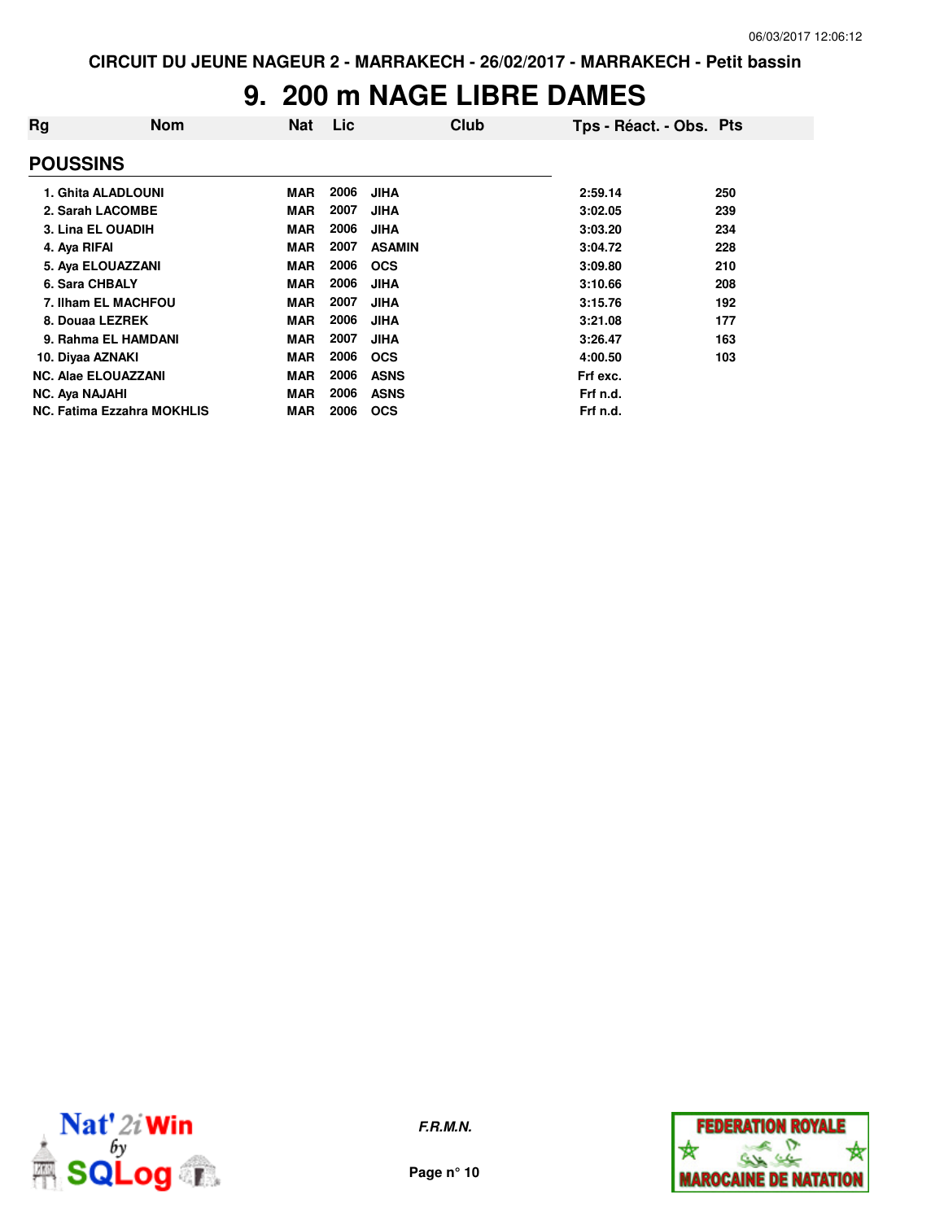CIRCUIT DU JEUNE NAGEUR 2 - MARRAKECH - 26/02/2017 - MARRAKECH - Petit bassin

# 9. 200 m NAGE LIBRE DAMES

## POUSSINS

| Rg | Nom | Nat | Lic | Club | Tps - Réact. - Obs. | Pts |
|---|---|---|---|---|---|---|
| 1. | Ghita ALADLOUNI | MAR | 2006 | JIHA | 2:59.14 | 250 |
| 2. | Sarah LACOMBE | MAR | 2007 | JIHA | 3:02.05 | 239 |
| 3. | Lina EL OUADIH | MAR | 2006 | JIHA | 3:03.20 | 234 |
| 4. | Aya RIFAI | MAR | 2007 | ASAMIN | 3:04.72 | 228 |
| 5. | Aya ELOUAZZANI | MAR | 2006 | OCS | 3:09.80 | 210 |
| 6. | Sara CHBALY | MAR | 2006 | JIHA | 3:10.66 | 208 |
| 7. | Ilham EL MACHFOU | MAR | 2007 | JIHA | 3:15.76 | 192 |
| 8. | Douaa LEZREK | MAR | 2006 | JIHA | 3:21.08 | 177 |
| 9. | Rahma EL HAMDANI | MAR | 2007 | JIHA | 3:26.47 | 163 |
| 10. | Diyaa AZNAKI | MAR | 2006 | OCS | 4:00.50 | 103 |
| NC. | Alae ELOUAZZANI | MAR | 2006 | ASNS | Frf exc. | |
| NC. | Aya NAJAHI | MAR | 2006 | ASNS | Frf n.d. | |
| NC. | Fatima Ezzahra MOKHLIS | MAR | 2006 | OCS | Frf n.d. | |

*F.R.M.N.*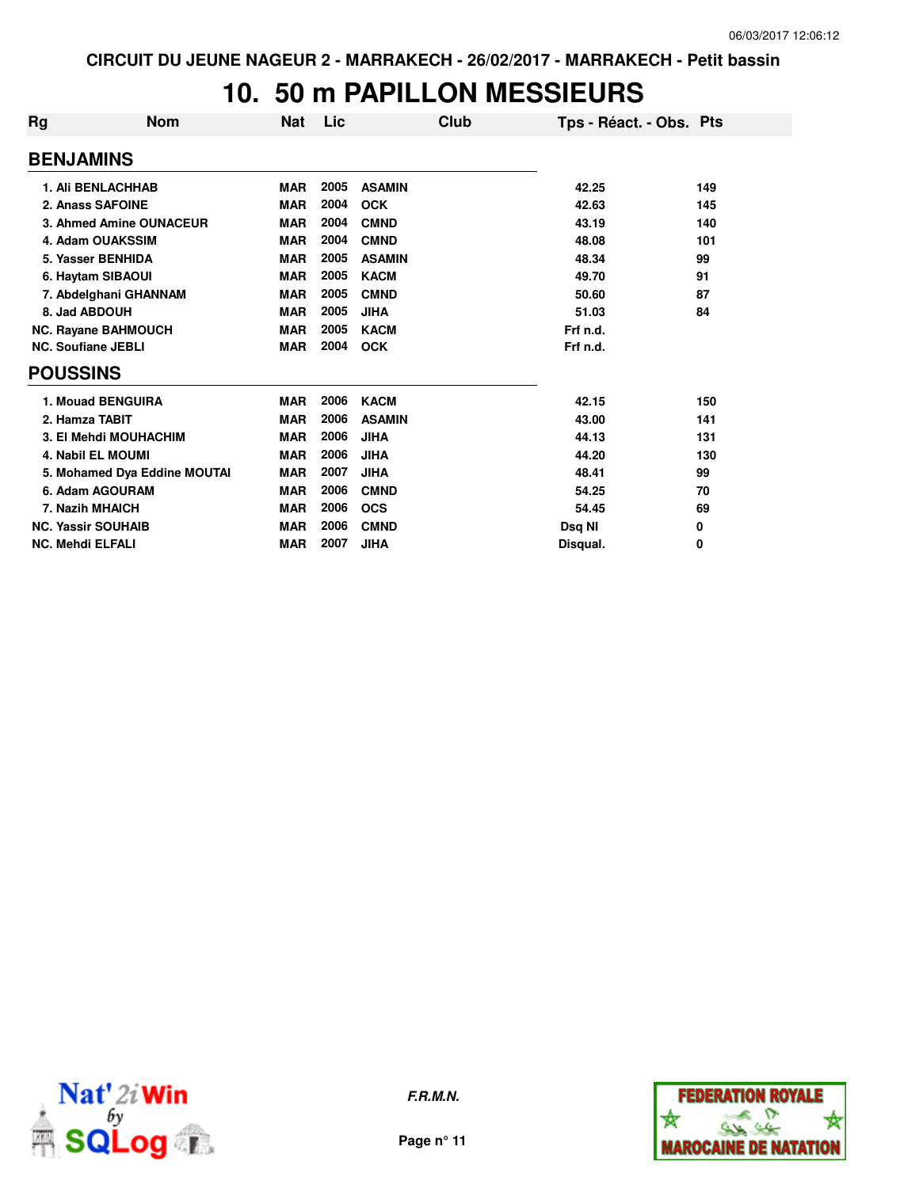CIRCUIT DU JEUNE NAGEUR 2 - MARRAKECH - 26/02/2017 - MARRAKECH - Petit bassin

# 10. 50 m PAPILLON MESSIEURS

| Rg | Nom | Nat | Lic | Club | Tps - Réact. - Obs. | Pts |
|---|---|---|---|---|---|---|

## BENJAMINS

| Rg | Nom | Nat | Lic | Club | Tps - Réact. - Obs. | Pts |
|---|---|---|---|---|---|---|
| 1. | Ali BENLACHHAB | MAR | 2005 | ASAMIN | 42.25 | 149 |
| 2. | Anass SAFOINE | MAR | 2004 | OCK | 42.63 | 145 |
| 3. | Ahmed Amine OUNACEUR | MAR | 2004 | CMND | 43.19 | 140 |
| 4. | Adam OUAKSSIM | MAR | 2004 | CMND | 48.08 | 101 |
| 5. | Yasser BENHIDA | MAR | 2005 | ASAMIN | 48.34 | 99 |
| 6. | Haytam SIBAOUI | MAR | 2005 | KACM | 49.70 | 91 |
| 7. | Abdelghani GHANNAM | MAR | 2005 | CMND | 50.60 | 87 |
| 8. | Jad ABDOUH | MAR | 2005 | JIHA | 51.03 | 84 |
| NC. | Rayane BAHMOUCH | MAR | 2005 | KACM | Frf n.d. | |
| NC. | Soufiane JEBLI | MAR | 2004 | OCK | Frf n.d. | |

## POUSSINS

| Rg | Nom | Nat | Lic | Club | Tps - Réact. - Obs. | Pts |
|---|---|---|---|---|---|---|
| 1. | Mouad BENGUIRA | MAR | 2006 | KACM | 42.15 | 150 |
| 2. | Hamza TABIT | MAR | 2006 | ASAMIN | 43.00 | 141 |
| 3. | El Mehdi MOUHACHIM | MAR | 2006 | JIHA | 44.13 | 131 |
| 4. | Nabil EL MOUMI | MAR | 2006 | JIHA | 44.20 | 130 |
| 5. | Mohamed Dya Eddine MOUTAI | MAR | 2007 | JIHA | 48.41 | 99 |
| 6. | Adam AGOURAM | MAR | 2006 | CMND | 54.25 | 70 |
| 7. | Nazih MHAICH | MAR | 2006 | OCS | 54.45 | 69 |
| NC. | Yassir SOUHAIB | MAR | 2006 | CMND | Dsq NI | 0 |
| NC. | Mehdi ELFALI | MAR | 2007 | JIHA | Disqual. | 0 |

*F.R.M.N.*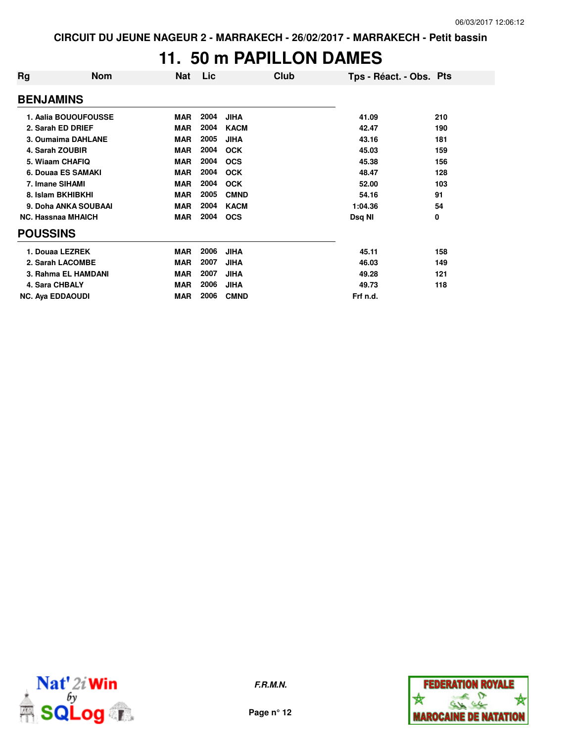CIRCUIT DU JEUNE NAGEUR 2 - MARRAKECH - 26/02/2017 - MARRAKECH - Petit bassin

# 11. 50 m PAPILLON DAMES

| Rg | Nom | Nat | Lic | Club | Tps - Réact. - Obs. | Pts |
|---|---|---|---|---|---|---|
| **BENJAMINS** | | | | | | |
| 1. | Aalia BOUOUFOUSSE | MAR | 2004 | JIHA | 41.09 | 210 |
| 2. | Sarah ED DRIEF | MAR | 2004 | KACM | 42.47 | 190 |
| 3. | Oumaima DAHLANE | MAR | 2005 | JIHA | 43.16 | 181 |
| 4. | Sarah ZOUBIR | MAR | 2004 | OCK | 45.03 | 159 |
| 5. | Wiaam CHAFIQ | MAR | 2004 | OCS | 45.38 | 156 |
| 6. | Douaa ES SAMAKI | MAR | 2004 | OCK | 48.47 | 128 |
| 7. | Imane SIHAMI | MAR | 2004 | OCK | 52.00 | 103 |
| 8. | Islam BKHIBKHI | MAR | 2005 | CMND | 54.16 | 91 |
| 9. | Doha ANKA SOUBAAI | MAR | 2004 | KACM | 1:04.36 | 54 |
| NC. | Hassnaa MHAICH | MAR | 2004 | OCS | Dsq NI | 0 |
| **POUSSINS** | | | | | | |
| 1. | Douaa LEZREK | MAR | 2006 | JIHA | 45.11 | 158 |
| 2. | Sarah LACOMBE | MAR | 2007 | JIHA | 46.03 | 149 |
| 3. | Rahma EL HAMDANI | MAR | 2007 | JIHA | 49.28 | 121 |
| 4. | Sara CHBALY | MAR | 2006 | JIHA | 49.73 | 118 |
| NC. | Aya EDDAOUDI | MAR | 2006 | CMND | Frf n.d. | |

*F.R.M.N.*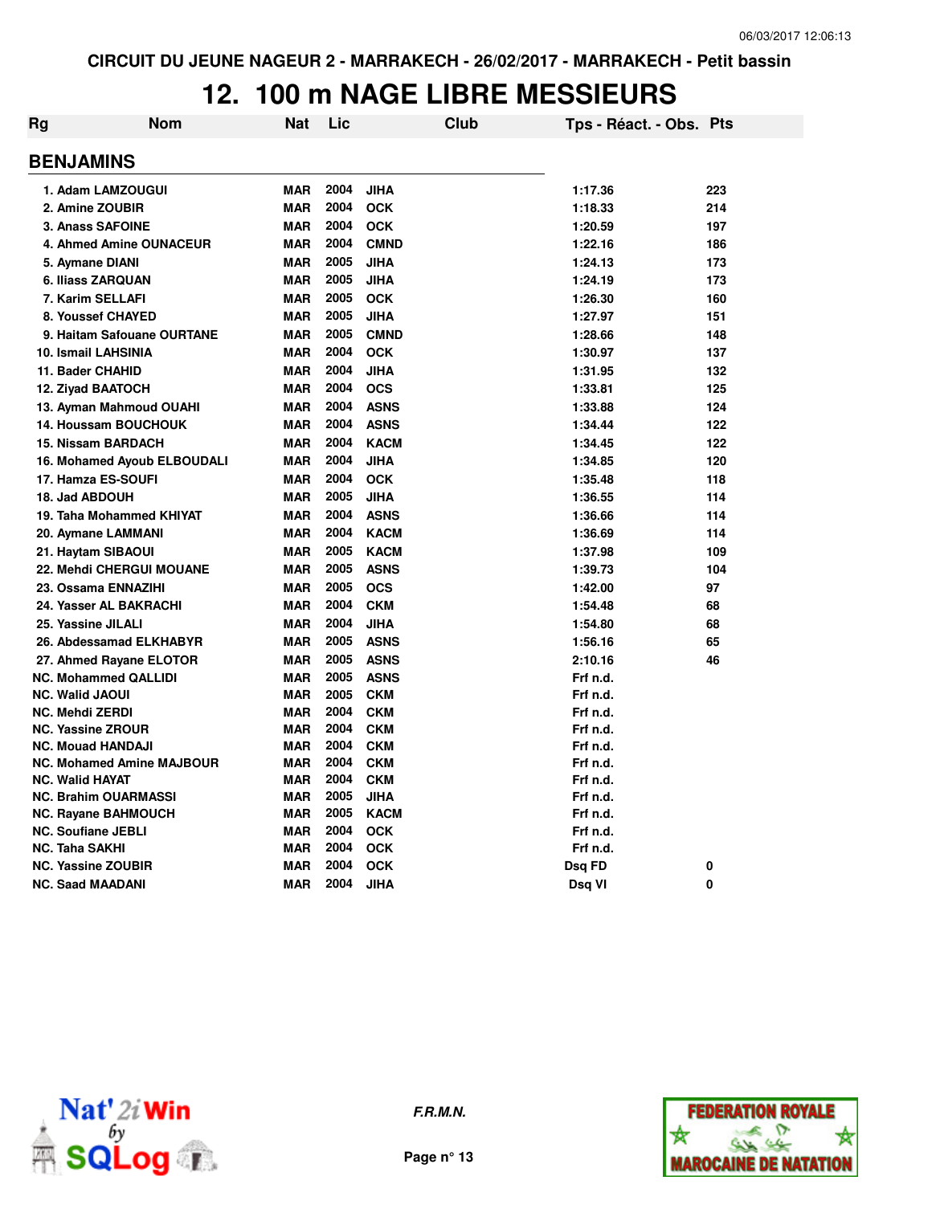CIRCUIT DU JEUNE NAGEUR 2 - MARRAKECH - 26/02/2017 - MARRAKECH - Petit bassin

# 12. 100 m NAGE LIBRE MESSIEURS

## BENJAMINS

| Rg | Nom | Nat | Lic | Club | Tps - Réact. - Obs. | Pts |
|---|---|---|---|---|---|---|
| 1. | Adam LAMZOUGUI | MAR | 2004 | JIHA | 1:17.36 | 223 |
| 2. | Amine ZOUBIR | MAR | 2004 | OCK | 1:18.33 | 214 |
| 3. | Anass SAFOINE | MAR | 2004 | OCK | 1:20.59 | 197 |
| 4. | Ahmed Amine OUNACEUR | MAR | 2004 | CMND | 1:22.16 | 186 |
| 5. | Aymane DIANI | MAR | 2005 | JIHA | 1:24.13 | 173 |
| 6. | Iliass ZARQUAN | MAR | 2005 | JIHA | 1:24.19 | 173 |
| 7. | Karim SELLAFI | MAR | 2005 | OCK | 1:26.30 | 160 |
| 8. | Youssef CHAYED | MAR | 2005 | JIHA | 1:27.97 | 151 |
| 9. | Haitam Safouane OURTANE | MAR | 2005 | CMND | 1:28.66 | 148 |
| 10. | Ismail LAHSINIA | MAR | 2004 | OCK | 1:30.97 | 137 |
| 11. | Bader CHAHID | MAR | 2004 | JIHA | 1:31.95 | 132 |
| 12. | Ziyad BAATOCH | MAR | 2004 | OCS | 1:33.81 | 125 |
| 13. | Ayman Mahmoud OUAHI | MAR | 2004 | ASNS | 1:33.88 | 124 |
| 14. | Houssam BOUCHOUK | MAR | 2004 | ASNS | 1:34.44 | 122 |
| 15. | Nissam BARDACH | MAR | 2004 | KACM | 1:34.45 | 122 |
| 16. | Mohamed Ayoub ELBOUDALI | MAR | 2004 | JIHA | 1:34.85 | 120 |
| 17. | Hamza ES-SOUFI | MAR | 2004 | OCK | 1:35.48 | 118 |
| 18. | Jad ABDOUH | MAR | 2005 | JIHA | 1:36.55 | 114 |
| 19. | Taha Mohammed KHIYAT | MAR | 2004 | ASNS | 1:36.66 | 114 |
| 20. | Aymane LAMMANI | MAR | 2004 | KACM | 1:36.69 | 114 |
| 21. | Haytam SIBAOUI | MAR | 2005 | KACM | 1:37.98 | 109 |
| 22. | Mehdi CHERGUI MOUANE | MAR | 2005 | ASNS | 1:39.73 | 104 |
| 23. | Ossama ENNAZIHI | MAR | 2005 | OCS | 1:42.00 | 97 |
| 24. | Yasser AL BAKRACHI | MAR | 2004 | CKM | 1:54.48 | 68 |
| 25. | Yassine JILALI | MAR | 2004 | JIHA | 1:54.80 | 68 |
| 26. | Abdessamad ELKHABYR | MAR | 2005 | ASNS | 1:56.16 | 65 |
| 27. | Ahmed Rayane ELOTOR | MAR | 2005 | ASNS | 2:10.16 | 46 |
| NC. | Mohammed QALLIDI | MAR | 2005 | ASNS | Frf n.d. | |
| NC. | Walid JAOUI | MAR | 2005 | CKM | Frf n.d. | |
| NC. | Mehdi ZERDI | MAR | 2004 | CKM | Frf n.d. | |
| NC. | Yassine ZROUR | MAR | 2004 | CKM | Frf n.d. | |
| NC. | Mouad HANDAJI | MAR | 2004 | CKM | Frf n.d. | |
| NC. | Mohamed Amine MAJBOUR | MAR | 2004 | CKM | Frf n.d. | |
| NC. | Walid HAYAT | MAR | 2004 | CKM | Frf n.d. | |
| NC. | Brahim OUARMASSI | MAR | 2005 | JIHA | Frf n.d. | |
| NC. | Rayane BAHMOUCH | MAR | 2005 | KACM | Frf n.d. | |
| NC. | Soufiane JEBLI | MAR | 2004 | OCK | Frf n.d. | |
| NC. | Taha SAKHI | MAR | 2004 | OCK | Frf n.d. | |
| NC. | Yassine ZOUBIR | MAR | 2004 | OCK | Dsq FD | 0 |
| NC. | Saad MAADANI | MAR | 2004 | JIHA | Dsq VI | 0 |

F.R.M.N.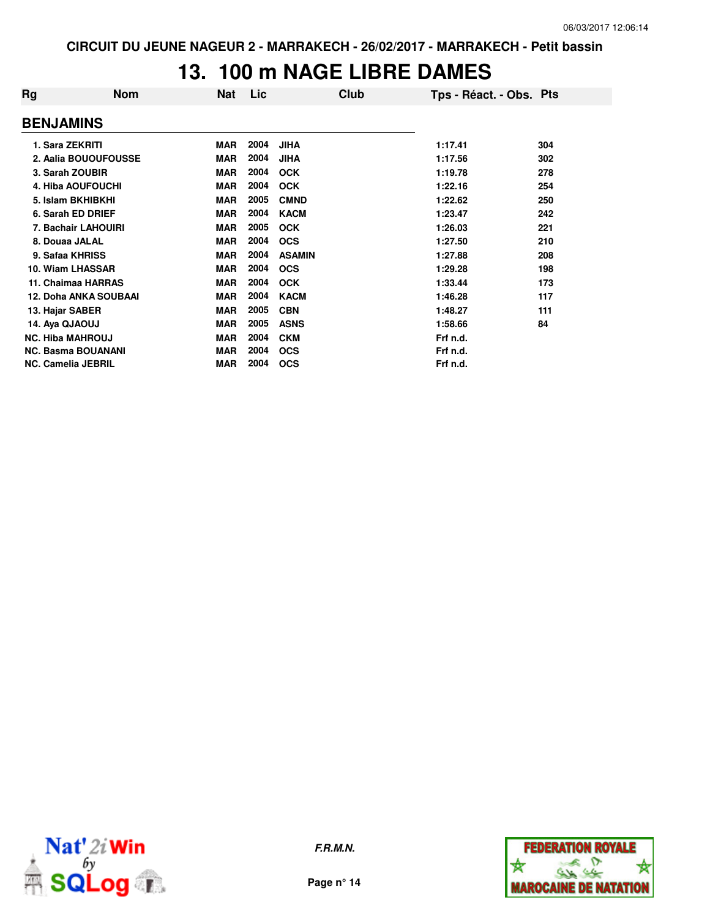CIRCUIT DU JEUNE NAGEUR 2 - MARRAKECH - 26/02/2017 - MARRAKECH - Petit bassin

# 13. 100 m NAGE LIBRE DAMES

| Rg | Nom | Nat | Lic | Club | Tps - Réact. - Obs. | Pts |
|---|---|---|---|---|---|---|
| **BENJAMINS** | | | | | | |
| 1. | Sara ZEKRITI | MAR | 2004 | JIHA | 1:17.41 | 304 |
| 2. | Aalia BOUOUFOUSSE | MAR | 2004 | JIHA | 1:17.56 | 302 |
| 3. | Sarah ZOUBIR | MAR | 2004 | OCK | 1:19.78 | 278 |
| 4. | Hiba AOUFOUCHI | MAR | 2004 | OCK | 1:22.16 | 254 |
| 5. | Islam BKHIBKHI | MAR | 2005 | CMND | 1:22.62 | 250 |
| 6. | Sarah ED DRIEF | MAR | 2004 | KACM | 1:23.47 | 242 |
| 7. | Bachair LAHOUIRI | MAR | 2005 | OCK | 1:26.03 | 221 |
| 8. | Douaa JALAL | MAR | 2004 | OCS | 1:27.50 | 210 |
| 9. | Safaa KHRISS | MAR | 2004 | ASAMIN | 1:27.88 | 208 |
| 10. | Wiam LHASSAR | MAR | 2004 | OCS | 1:29.28 | 198 |
| 11. | Chaimaa HARRAS | MAR | 2004 | OCK | 1:33.44 | 173 |
| 12. | Doha ANKA SOUBAAI | MAR | 2004 | KACM | 1:46.28 | 117 |
| 13. | Hajar SABER | MAR | 2005 | CBN | 1:48.27 | 111 |
| 14. | Aya QJAOUJ | MAR | 2005 | ASNS | 1:58.66 | 84 |
| NC. | Hiba MAHROUJ | MAR | 2004 | CKM | Frf n.d. | |
| NC. | Basma BOUANANI | MAR | 2004 | OCS | Frf n.d. | |
| NC. | Camelia JEBRIL | MAR | 2004 | OCS | Frf n.d. | |

*F.R.M.N.*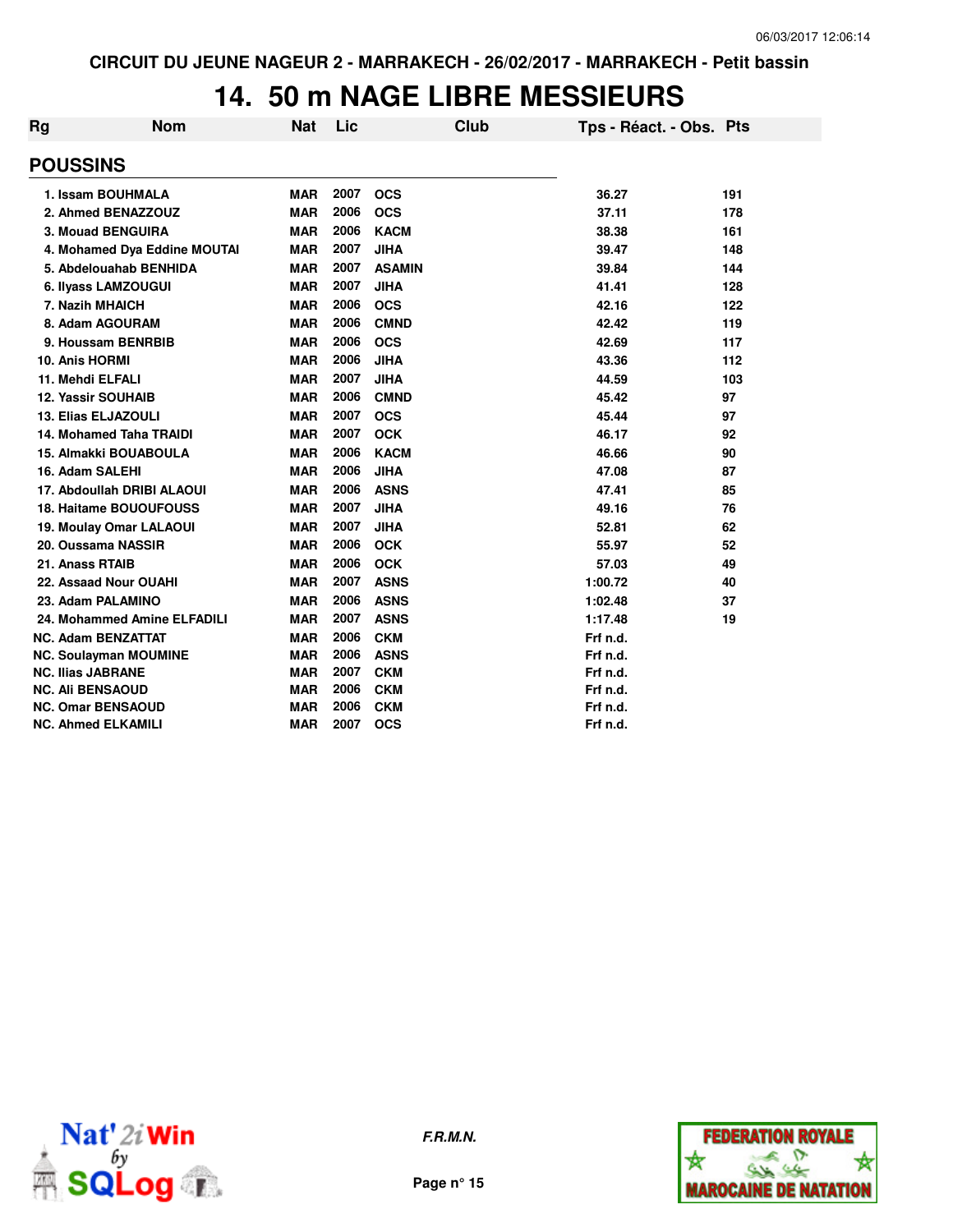CIRCUIT DU JEUNE NAGEUR 2 - MARRAKECH - 26/02/2017 - MARRAKECH - Petit bassin

# 14. 50 m NAGE LIBRE MESSIEURS

## POUSSINS

| Rg | Nom | Nat | Lic | Club | Tps - Réact. - Obs. | Pts |
|---|---|---|---|---|---|---|
| 1. | Issam BOUHMALA | MAR | 2007 | OCS | 36.27 | 191 |
| 2. | Ahmed BENAZZOUZ | MAR | 2006 | OCS | 37.11 | 178 |
| 3. | Mouad BENGUIRA | MAR | 2006 | KACM | 38.38 | 161 |
| 4. | Mohamed Dya Eddine MOUTAI | MAR | 2007 | JIHA | 39.47 | 148 |
| 5. | Abdelouahab BENHIDA | MAR | 2007 | ASAMIN | 39.84 | 144 |
| 6. | Ilyass LAMZOUGUI | MAR | 2007 | JIHA | 41.41 | 128 |
| 7. | Nazih MHAICH | MAR | 2006 | OCS | 42.16 | 122 |
| 8. | Adam AGOURAM | MAR | 2006 | CMND | 42.42 | 119 |
| 9. | Houssam BENRBIB | MAR | 2006 | OCS | 42.69 | 117 |
| 10. | Anis HORMI | MAR | 2006 | JIHA | 43.36 | 112 |
| 11. | Mehdi ELFALI | MAR | 2007 | JIHA | 44.59 | 103 |
| 12. | Yassir SOUHAIB | MAR | 2006 | CMND | 45.42 | 97 |
| 13. | Elias ELJAZOULI | MAR | 2007 | OCS | 45.44 | 97 |
| 14. | Mohamed Taha TRAIDI | MAR | 2007 | OCK | 46.17 | 92 |
| 15. | Almakki BOUABOULA | MAR | 2006 | KACM | 46.66 | 90 |
| 16. | Adam SALEHI | MAR | 2006 | JIHA | 47.08 | 87 |
| 17. | Abdoullah DRIBI ALAOUI | MAR | 2006 | ASNS | 47.41 | 85 |
| 18. | Haitame BOUOUFOUSS | MAR | 2007 | JIHA | 49.16 | 76 |
| 19. | Moulay Omar LALAOUI | MAR | 2007 | JIHA | 52.81 | 62 |
| 20. | Oussama NASSIR | MAR | 2006 | OCK | 55.97 | 52 |
| 21. | Anass RTAIB | MAR | 2006 | OCK | 57.03 | 49 |
| 22. | Assaad Nour OUAHI | MAR | 2007 | ASNS | 1:00.72 | 40 |
| 23. | Adam PALAMINO | MAR | 2006 | ASNS | 1:02.48 | 37 |
| 24. | Mohammed Amine ELFADILI | MAR | 2007 | ASNS | 1:17.48 | 19 |
| NC. | Adam BENZATTAT | MAR | 2006 | CKM | Frf n.d. | |
| NC. | Soulayman MOUMINE | MAR | 2006 | ASNS | Frf n.d. | |
| NC. | Ilias JABRANE | MAR | 2007 | CKM | Frf n.d. | |
| NC. | Ali BENSAOUD | MAR | 2006 | CKM | Frf n.d. | |
| NC. | Omar BENSAOUD | MAR | 2006 | CKM | Frf n.d. | |
| NC. | Ahmed ELKAMILI | MAR | 2007 | OCS | Frf n.d. | |

*F.R.M.N.*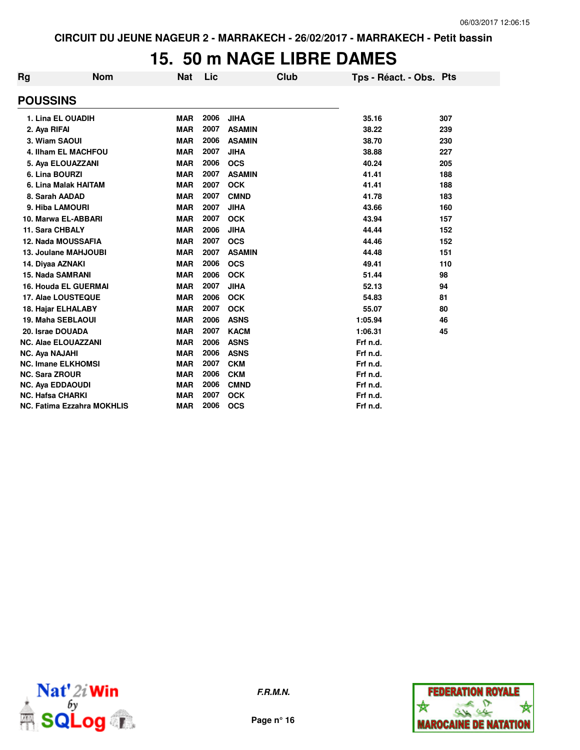CIRCUIT DU JEUNE NAGEUR 2 - MARRAKECH - 26/02/2017 - MARRAKECH - Petit bassin

# 15. 50 m NAGE LIBRE DAMES

## POUSSINS

| Rg | Nom | Nat | Lic | Club | Tps - Réact. - Obs. | Pts |
|---|---|---|---|---|---|---|
| 1. | Lina EL OUADIH | MAR | 2006 | JIHA | 35.16 | 307 |
| 2. | Aya RIFAI | MAR | 2007 | ASAMIN | 38.22 | 239 |
| 3. | Wiam SAOUI | MAR | 2006 | ASAMIN | 38.70 | 230 |
| 4. | Ilham EL MACHFOU | MAR | 2007 | JIHA | 38.88 | 227 |
| 5. | Aya ELOUAZZANI | MAR | 2006 | OCS | 40.24 | 205 |
| 6. | Lina BOURZI | MAR | 2007 | ASAMIN | 41.41 | 188 |
| 6. | Lina Malak HAITAM | MAR | 2007 | OCK | 41.41 | 188 |
| 8. | Sarah AADAD | MAR | 2007 | CMND | 41.78 | 183 |
| 9. | Hiba LAMOURI | MAR | 2007 | JIHA | 43.66 | 160 |
| 10. | Marwa EL-ABBARI | MAR | 2007 | OCK | 43.94 | 157 |
| 11. | Sara CHBALY | MAR | 2006 | JIHA | 44.44 | 152 |
| 12. | Nada MOUSSAFIA | MAR | 2007 | OCS | 44.46 | 152 |
| 13. | Joulane MAHJOUBI | MAR | 2007 | ASAMIN | 44.48 | 151 |
| 14. | Diyaa AZNAKI | MAR | 2006 | OCS | 49.41 | 110 |
| 15. | Nada SAMRANI | MAR | 2006 | OCK | 51.44 | 98 |
| 16. | Houda EL GUERMAI | MAR | 2007 | JIHA | 52.13 | 94 |
| 17. | Alae LOUSTEQUE | MAR | 2006 | OCK | 54.83 | 81 |
| 18. | Hajar ELHALABY | MAR | 2007 | OCK | 55.07 | 80 |
| 19. | Maha SEBLAOUI | MAR | 2006 | ASNS | 1:05.94 | 46 |
| 20. | Israe DOUADA | MAR | 2007 | KACM | 1:06.31 | 45 |
| NC. | Alae ELOUAZZANI | MAR | 2006 | ASNS | Frf n.d. | |
| NC. | Aya NAJAHI | MAR | 2006 | ASNS | Frf n.d. | |
| NC. | Imane ELKHOMSI | MAR | 2007 | CKM | Frf n.d. | |
| NC. | Sara ZROUR | MAR | 2006 | CKM | Frf n.d. | |
| NC. | Aya EDDAOUDI | MAR | 2006 | CMND | Frf n.d. | |
| NC. | Hafsa CHARKI | MAR | 2007 | OCK | Frf n.d. | |
| NC. | Fatima Ezzahra MOKHLIS | MAR | 2006 | OCS | Frf n.d. | |

*F.R.M.N.*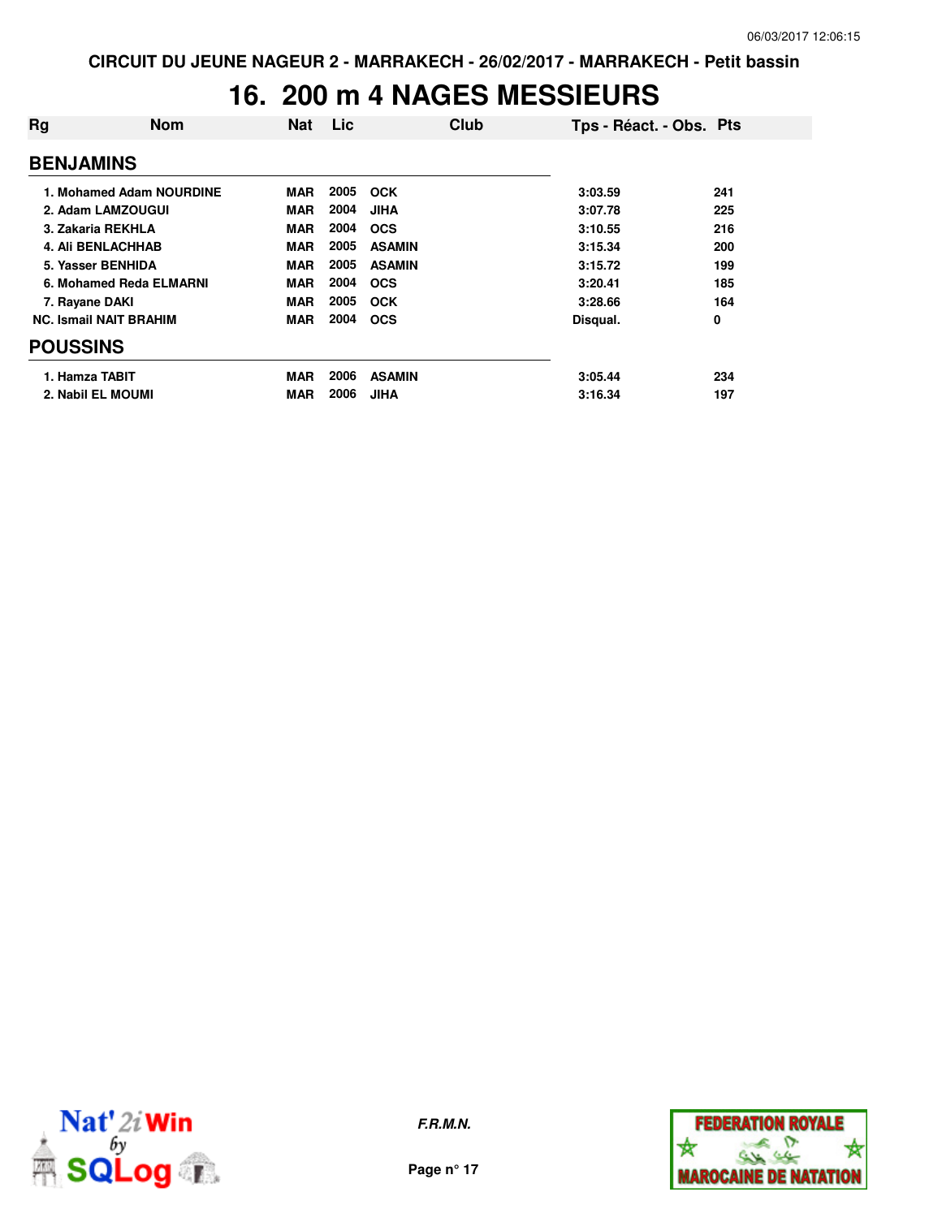CIRCUIT DU JEUNE NAGEUR 2 - MARRAKECH - 26/02/2017 - MARRAKECH - Petit bassin

# 16. 200 m 4 NAGES MESSIEURS

| Rg | Nom | Nat | Lic | Club | Tps - Réact. - Obs. | Pts |
|---|---|---|---|---|---|---|
| **BENJAMINS** | | | | | | |
| 1. | Mohamed Adam NOURDINE | MAR | 2005 | OCK | 3:03.59 | 241 |
| 2. | Adam LAMZOUGUI | MAR | 2004 | JIHA | 3:07.78 | 225 |
| 3. | Zakaria REKHLA | MAR | 2004 | OCS | 3:10.55 | 216 |
| 4. | Ali BENLACHHAB | MAR | 2005 | ASAMIN | 3:15.34 | 200 |
| 5. | Yasser BENHIDA | MAR | 2005 | ASAMIN | 3:15.72 | 199 |
| 6. | Mohamed Reda ELMARNI | MAR | 2004 | OCS | 3:20.41 | 185 |
| 7. | Rayane DAKI | MAR | 2005 | OCK | 3:28.66 | 164 |
| NC. | Ismail NAIT BRAHIM | MAR | 2004 | OCS | Disqual. | 0 |
| **POUSSINS** | | | | | | |
| 1. | Hamza TABIT | MAR | 2006 | ASAMIN | 3:05.44 | 234 |
| 2. | Nabil EL MOUMI | MAR | 2006 | JIHA | 3:16.34 | 197 |

*F.R.M.N.*